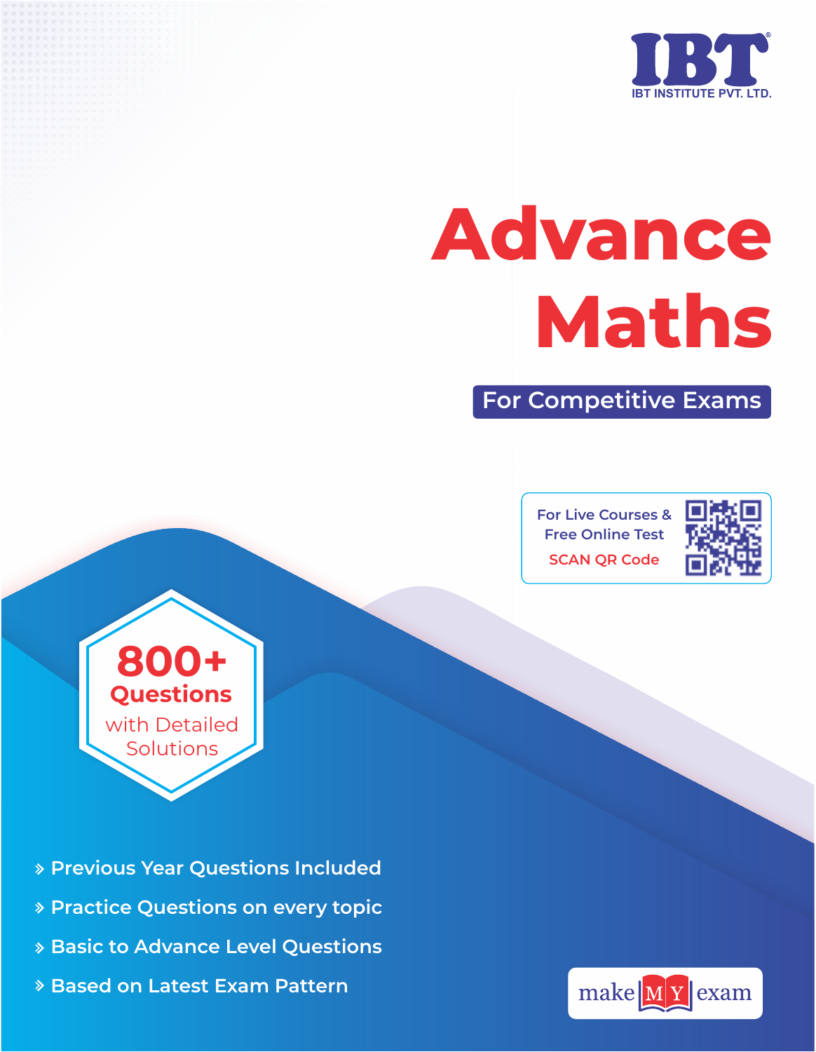IBT

IBT INSTITUTE PVT. LTD.

# Advance Maths

## For Competitive Exams

For Live Courses & Free Online Test

SCAN QR Code

**800+ Questions** with Detailed Solutions

- Previous Year Questions Included
- Practice Questions on every topic
- Basic to Advance Level Questions
- Based on Latest Exam Pattern

make MY exam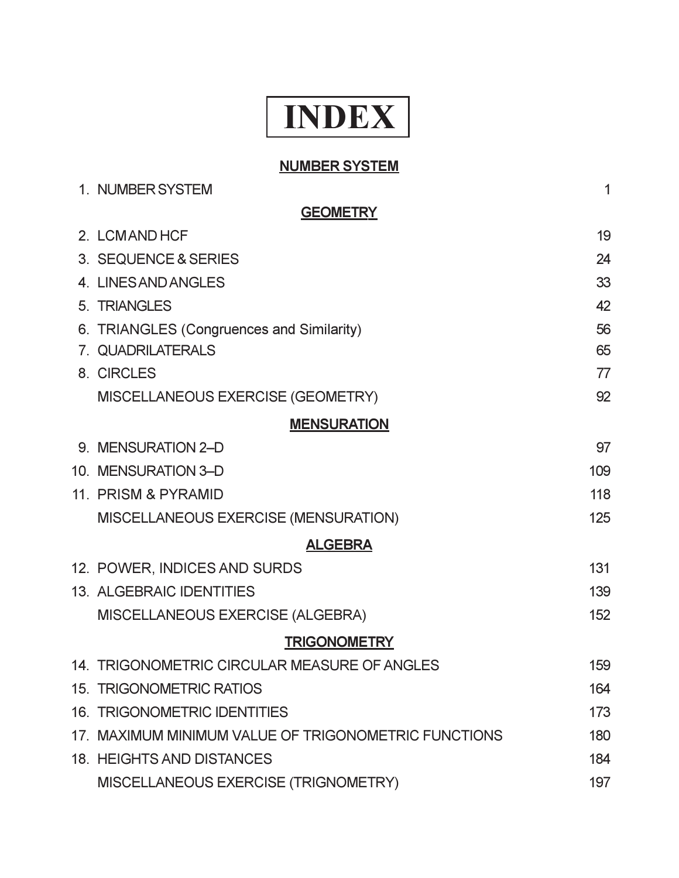# INDEX

**NUMBER SYSTEM**

| | | |
|---|---|---|
| 1. | NUMBER SYSTEM | 1 |
| | **GEOMETRY** | |
| 2. | LCM AND HCF | 19 |
| 3. | SEQUENCE & SERIES | 24 |
| 4. | LINES AND ANGLES | 33 |
| 5. | TRIANGLES | 42 |
| 6. | TRIANGLES (Congruences and Similarity) | 56 |
| 7. | QUADRILATERALS | 65 |
| 8. | CIRCLES | 77 |
| | MISCELLANEOUS EXERCISE (GEOMETRY) | 92 |
| | **MENSURATION** | |
| 9. | MENSURATION 2–D | 97 |
| 10. | MENSURATION 3–D | 109 |
| 11. | PRISM & PYRAMID | 118 |
| | MISCELLANEOUS EXERCISE (MENSURATION) | 125 |
| | **ALGEBRA** | |
| 12. | POWER, INDICES AND SURDS | 131 |
| 13. | ALGEBRAIC IDENTITIES | 139 |
| | MISCELLANEOUS EXERCISE (ALGEBRA) | 152 |
| | **TRIGONOMETRY** | |
| 14. | TRIGONOMETRIC CIRCULAR MEASURE OF ANGLES | 159 |
| 15. | TRIGONOMETRIC RATIOS | 164 |
| 16. | TRIGONOMETRIC IDENTITIES | 173 |
| 17. | MAXIMUM MINIMUM VALUE OF TRIGONOMETRIC FUNCTIONS | 180 |
| 18. | HEIGHTS AND DISTANCES | 184 |
| | MISCELLANEOUS EXERCISE (TRIGNOMETRY) | 197 |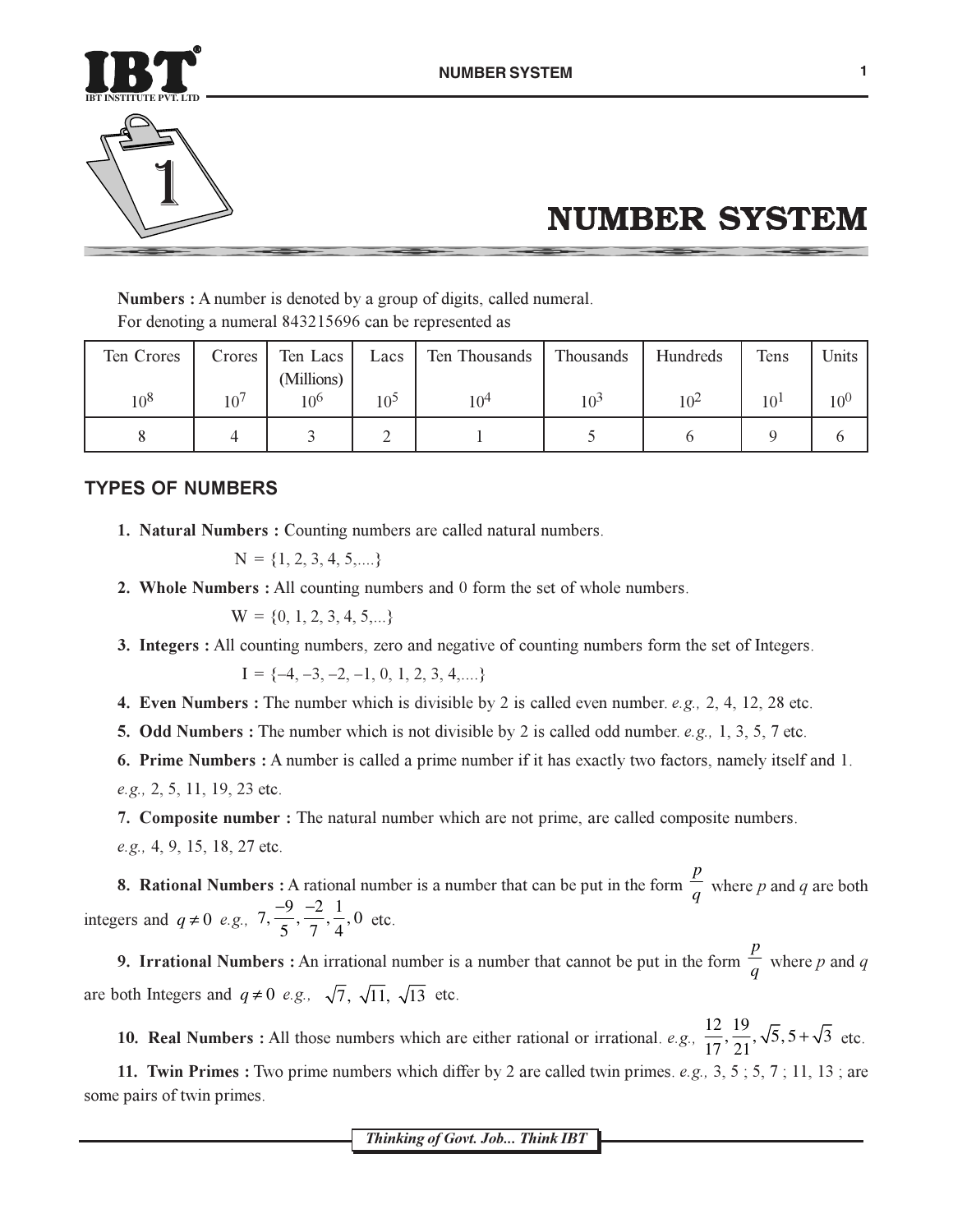# 1 NUMBER SYSTEM

**Numbers :** A number is denoted by a group of digits, called numeral.
For denoting a numeral 843215696 can be represented as

| Ten Crores $10^8$ | Crores $10^7$ | Ten Lacs (Millions) $10^6$ | Lacs $10^5$ | Ten Thousands $10^4$ | Thousands $10^3$ | Hundreds $10^2$ | Tens $10^1$ | Units $10^0$ |
|---|---|---|---|---|---|---|---|---|
| 8 | 4 | 3 | 2 | 1 | 5 | 6 | 9 | 6 |

## TYPES OF NUMBERS

**1. Natural Numbers :** Counting numbers are called natural numbers.

N = {1, 2, 3, 4, 5,....}

**2. Whole Numbers :** All counting numbers and 0 form the set of whole numbers.

W = {0, 1, 2, 3, 4, 5,...}

**3. Integers :** All counting numbers, zero and negative of counting numbers form the set of Integers.

I = {–4, –3, –2, –1, 0, 1, 2, 3, 4,....}

**4. Even Numbers :** The number which is divisible by 2 is called even number. *e.g.,* 2, 4, 12, 28 etc.

**5. Odd Numbers :** The number which is not divisible by 2 is called odd number. *e.g.,* 1, 3, 5, 7 etc.

**6. Prime Numbers :** A number is called a prime number if it has exactly two factors, namely itself and 1. *e.g.,* 2, 5, 11, 19, 23 etc.

**7. Composite number :** The natural number which are not prime, are called composite numbers. *e.g.,* 4, 9, 15, 18, 27 etc.

**8. Rational Numbers :** A rational number is a number that can be put in the form $\frac{p}{q}$ where $p$ and $q$ are both integers and $q \neq 0$ *e.g.,* $7, \frac{-9}{5}, \frac{-2}{7}, \frac{1}{4}, 0$ etc.

**9. Irrational Numbers :** An irrational number is a number that cannot be put in the form $\frac{p}{q}$ where $p$ and $q$ are both Integers and $q \neq 0$ *e.g.,* $\sqrt{7}, \sqrt{11}, \sqrt{13}$ etc.

**10. Real Numbers :** All those numbers which are either rational or irrational. *e.g.,* $\frac{12}{17}, \frac{19}{21}, \sqrt{5}, 5+\sqrt{3}$ etc.

**11. Twin Primes :** Two prime numbers which differ by 2 are called twin primes. *e.g.,* 3, 5 ; 5, 7 ; 11, 13 ; are some pairs of twin primes.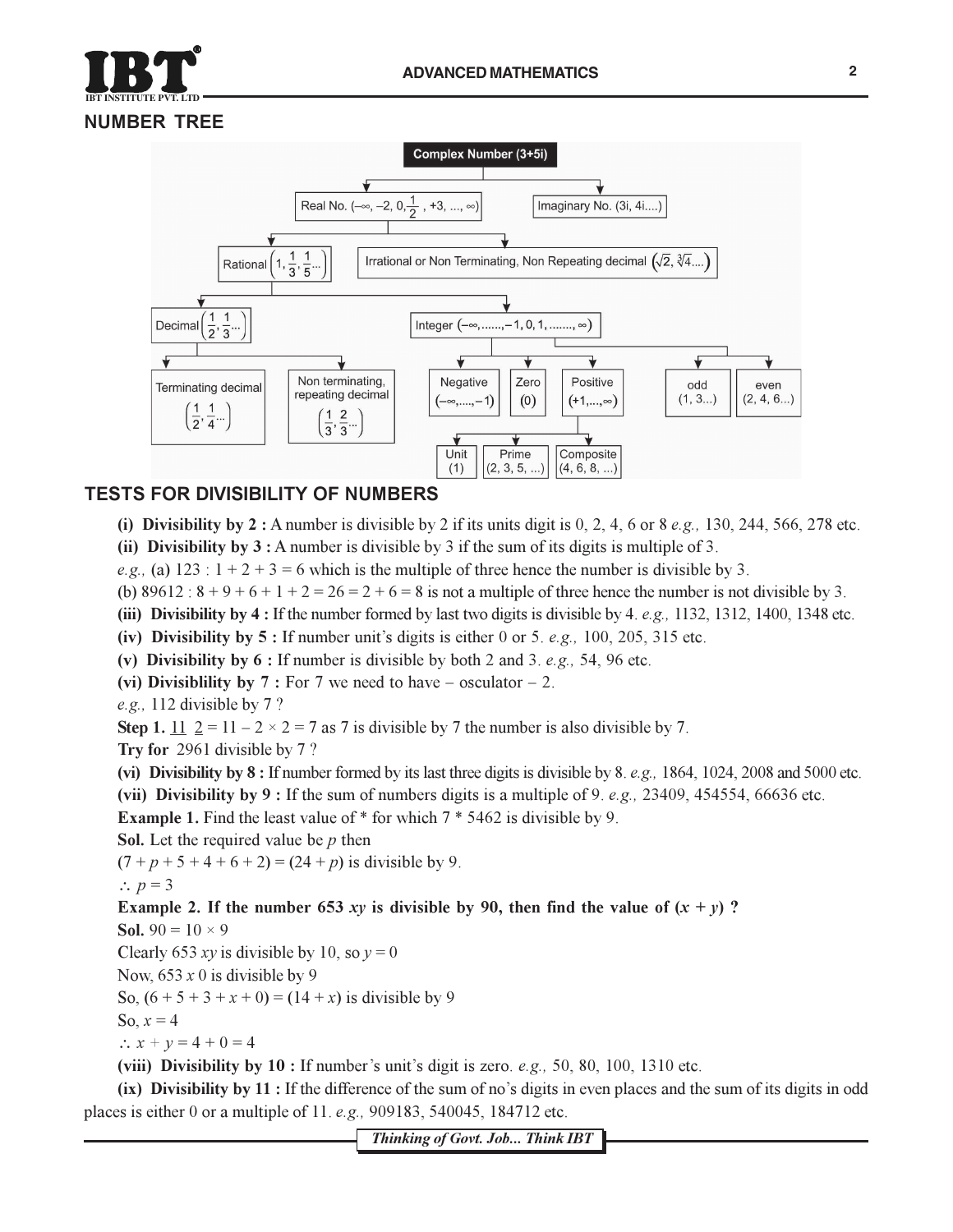## NUMBER TREE

- Complex Number (3+5i)
  - Real No. $(-\infty, -2, 0, \frac{1}{2}, +3, ..., \infty)$
    - Rational $\left(1, \frac{1}{3}, \frac{1}{5}...\right)$
      - Decimal $\left(\frac{1}{2}, \frac{1}{3}...\right)$
        - Terminating decimal $\left(\frac{1}{2}, \frac{1}{4}...\right)$
        - Non terminating, repeating decimal $\left(\frac{1}{3}, \frac{2}{3}...\right)$
      - Integer $(-\infty, ......, -1, 0, 1, ......., \infty)$
        - Negative $(-\infty, ...., -1)$
        - Zero (0)
        - Positive $(+1, ..., \infty)$
          - Unit (1)
          - Prime (2, 3, 5, ...)
          - Composite (4, 6, 8, ...)
        - odd (1, 3...)
        - even (2, 4, 6...)
    - Irrational or Non Terminating, Non Repeating decimal $(\sqrt{2}, \sqrt[3]{4}....)$
  - Imaginary No. (3i, 4i....)

## TESTS FOR DIVISIBILITY OF NUMBERS

**(i) Divisibility by 2 :** A number is divisible by 2 if its units digit is 0, 2, 4, 6 or 8 *e.g.,* 130, 244, 566, 278 etc.

**(ii) Divisibility by 3 :** A number is divisible by 3 if the sum of its digits is multiple of 3.

*e.g.,* (a) 123 : $1 + 2 + 3 = 6$ which is the multiple of three hence the number is divisible by 3.

(b) 89612 : $8 + 9 + 6 + 1 + 2 = 26 = 2 + 6 = 8$ is not a multiple of three hence the number is not divisible by 3.

**(iii) Divisibility by 4 :** If the number formed by last two digits is divisible by 4. *e.g.,* 1132, 1312, 1400, 1348 etc.

**(iv) Divisibility by 5 :** If number unit's digits is either 0 or 5. *e.g.,* 100, 205, 315 etc.

**(v) Divisibility by 6 :** If number is divisible by both 2 and 3. *e.g.,* 54, 96 etc.

**(vi) Divisiblility by 7 :** For 7 we need to have – osculator – 2.

*e.g.,* 112 divisible by 7 ?

**Step 1.** $\underline{11}\ \underline{2} = 11 - 2 \times 2 = 7$ as 7 is divisible by 7 the number is also divisible by 7.

**Try for** 2961 divisible by 7 ?

**(vi) Divisibility by 8 :** If number formed by its last three digits is divisible by 8. *e.g.,* 1864, 1024, 2008 and 5000 etc.

**(vii) Divisibility by 9 :** If the sum of numbers digits is a multiple of 9. *e.g.,* 23409, 454554, 66636 etc.

**Example 1.** Find the least value of * for which 7 * 5462 is divisible by 9.

**Sol.** Let the required value be $p$ then

$(7 + p + 5 + 4 + 6 + 2) = (24 + p)$ is divisible by 9.

$\therefore p = 3$

**Example 2. If the number 653 $xy$ is divisible by 90, then find the value of $(x + y)$ ?**

**Sol.** $90 = 10 \times 9$

Clearly 653 $xy$ is divisible by 10, so $y = 0$

Now, 653 $x$ 0 is divisible by 9

So, $(6 + 5 + 3 + x + 0) = (14 + x)$ is divisible by 9

So, $x = 4$

$\therefore x + y = 4 + 0 = 4$

**(viii) Divisibility by 10 :** If number's unit's digit is zero. *e.g.,* 50, 80, 100, 1310 etc.

**(ix) Divisibility by 11 :** If the difference of the sum of no's digits in even places and the sum of its digits in odd places is either 0 or a multiple of 11. *e.g.,* 909183, 540045, 184712 etc.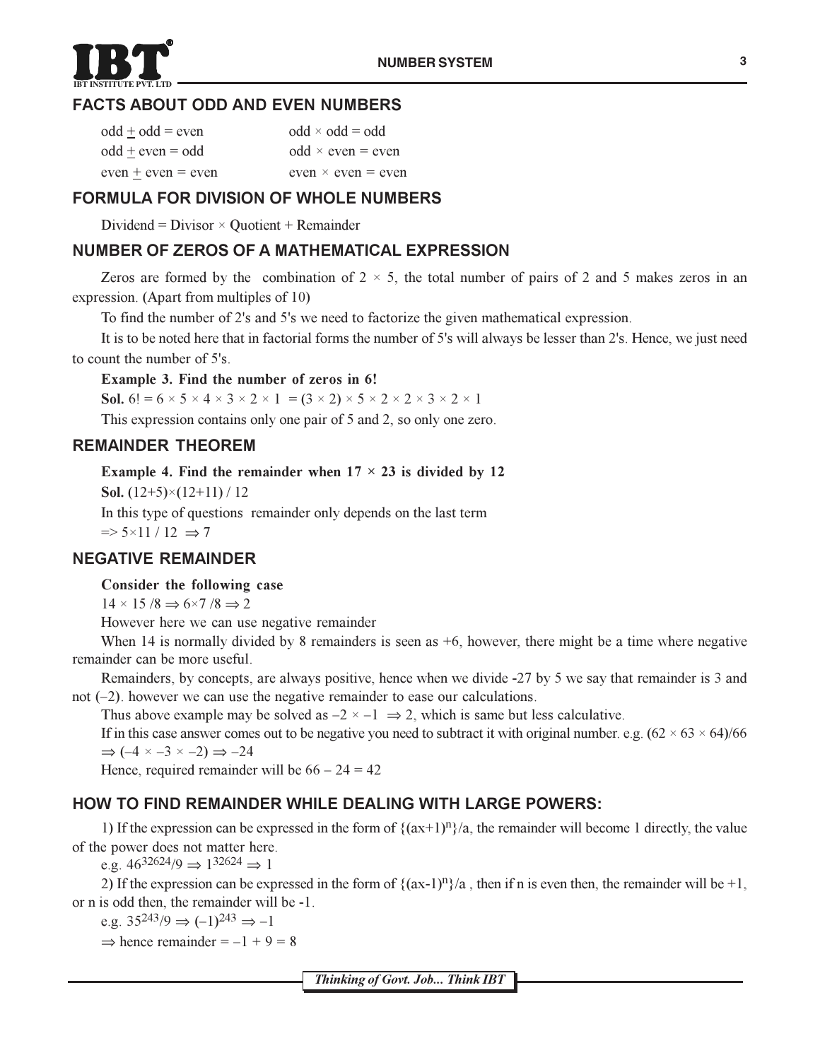## FACTS ABOUT ODD AND EVEN NUMBERS

| | |
|---|---|
| odd $\pm$ odd = even | odd $\times$ odd = odd |
| odd $\pm$ even = odd | odd $\times$ even = even |
| even $\pm$ even = even | even $\times$ even = even |

## FORMULA FOR DIVISION OF WHOLE NUMBERS

Dividend = Divisor $\times$ Quotient + Remainder

## NUMBER OF ZEROS OF A MATHEMATICAL EXPRESSION

Zeros are formed by the combination of $2 \times 5$, the total number of pairs of 2 and 5 makes zeros in an expression. (Apart from multiples of 10)

To find the number of 2's and 5's we need to factorize the given mathematical expression.

It is to be noted here that in factorial forms the number of 5's will always be lesser than 2's. Hence, we just need to count the number of 5's.

**Example 3. Find the number of zeros in 6!**

**Sol.** $6! = 6 \times 5 \times 4 \times 3 \times 2 \times 1 = (3 \times 2) \times 5 \times 2 \times 2 \times 3 \times 2 \times 1$

This expression contains only one pair of 5 and 2, so only one zero.

## REMAINDER THEOREM

**Example 4. Find the remainder when $17 \times 23$ is divided by 12**

**Sol.** $(12+5)\times(12+11) / 12$

In this type of questions remainder only depends on the last term

$\Rightarrow 5\times11 / 12 \Rightarrow 7$

## NEGATIVE REMAINDER

**Consider the following case**

$14 \times 15 /8 \Rightarrow 6\times7 /8 \Rightarrow 2$

However here we can use negative remainder

When 14 is normally divided by 8 remainders is seen as +6, however, there might be a time where negative remainder can be more useful.

Remainders, by concepts, are always positive, hence when we divide -27 by 5 we say that remainder is 3 and not $(-2)$. however we can use the negative remainder to ease our calculations.

Thus above example may be solved as $-2 \times -1 \Rightarrow 2$, which is same but less calculative.

If in this case answer comes out to be negative you need to subtract it with original number. e.g. $(62 \times 63 \times 64)/66 \Rightarrow (-4 \times -3 \times -2) \Rightarrow -24$

Hence, required remainder will be $66 - 24 = 42$

## HOW TO FIND REMAINDER WHILE DEALING WITH LARGE POWERS:

1) If the expression can be expressed in the form of $\{(ax+1)^n\}/a$, the remainder will become 1 directly, the value of the power does not matter here.

e.g. $46^{32624}/9 \Rightarrow 1^{32624} \Rightarrow 1$

2) If the expression can be expressed in the form of $\{(ax-1)^n\}/a$ , then if n is even then, the remainder will be +1, or n is odd then, the remainder will be -1.

e.g. $35^{243}/9 \Rightarrow (-1)^{243} \Rightarrow -1$

$\Rightarrow$ hence remainder $= -1 + 9 = 8$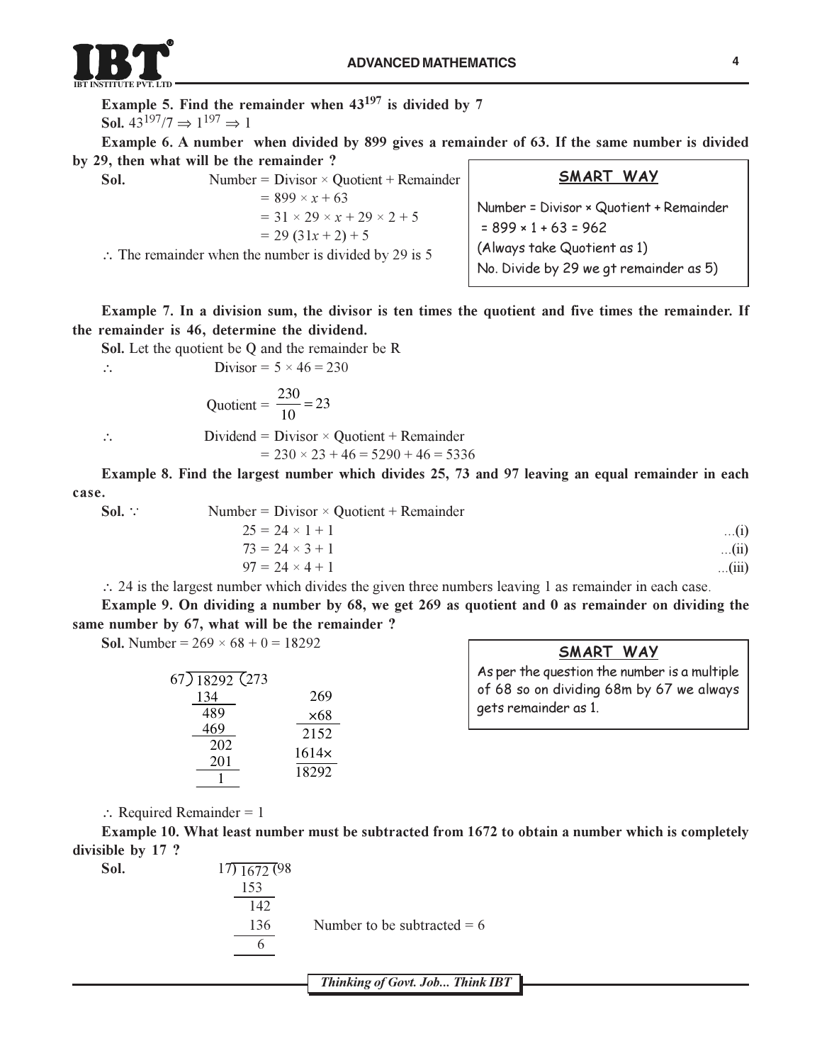**Example 5. Find the remainder when $43^{197}$ is divided by 7**

**Sol.** $43^{197}/7 \Rightarrow 1^{197} \Rightarrow 1$

**Example 6. A number when divided by 899 gives a remainder of 63. If the same number is divided by 29, then what will be the remainder ?**

**Sol.**

$$\text{Number} = \text{Divisor} \times \text{Quotient} + \text{Remainder}$$
$$= 899 \times x + 63$$
$$= 31 \times 29 \times x + 29 \times 2 + 5$$
$$= 29\,(31x + 2) + 5$$

$\therefore$ The remainder when the number is divided by 29 is 5

**SMART WAY**

Number = Divisor × Quotient + Remainder
= 899 × 1 + 63 = 962
(Always take Quotient as 1)
No. Divide by 29 we gt remainder as 5)

**Example 7. In a division sum, the divisor is ten times the quotient and five times the remainder. If the remainder is 46, determine the dividend.**

**Sol.** Let the quotient be Q and the remainder be R

$\therefore$ Divisor $= 5 \times 46 = 230$

$$\text{Quotient} = \frac{230}{10} = 23$$

$\therefore$ Dividend = Divisor × Quotient + Remainder

$$= 230 \times 23 + 46 = 5290 + 46 = 5336$$

**Example 8. Find the largest number which divides 25, 73 and 97 leaving an equal remainder in each case.**

**Sol.** $\because$ Number = Divisor × Quotient + Remainder

$$25 = 24 \times 1 + 1 \quad \text{...(i)}$$
$$73 = 24 \times 3 + 1 \quad \text{...(ii)}$$
$$97 = 24 \times 4 + 1 \quad \text{...(iii)}$$

$\therefore$ 24 is the largest number which divides the given three numbers leaving 1 as remainder in each case.

**Example 9. On dividing a number by 68, we get 269 as quotient and 0 as remainder on dividing the same number by 67, what will be the remainder ?**

**Sol.** Number $= 269 \times 68 + 0 = 18292$

```
67) 18292 (273          269
    134                 ×68
    ----               -----
     489                2152
     469               1614×
     ----              -----
      202              18292
      201
      ---
        1
```

$\therefore$ Required Remainder = 1

**SMART WAY**

As per the question the number is a multiple of 68 so on dividing 68m by 67 we always gets remainder as 1.

**Example 10. What least number must be subtracted from 1672 to obtain a number which is completely divisible by 17 ?**

**Sol.**

```
17) 1672 (98
    153
    ---
     142
     136
     ---
       6
```

Number to be subtracted = 6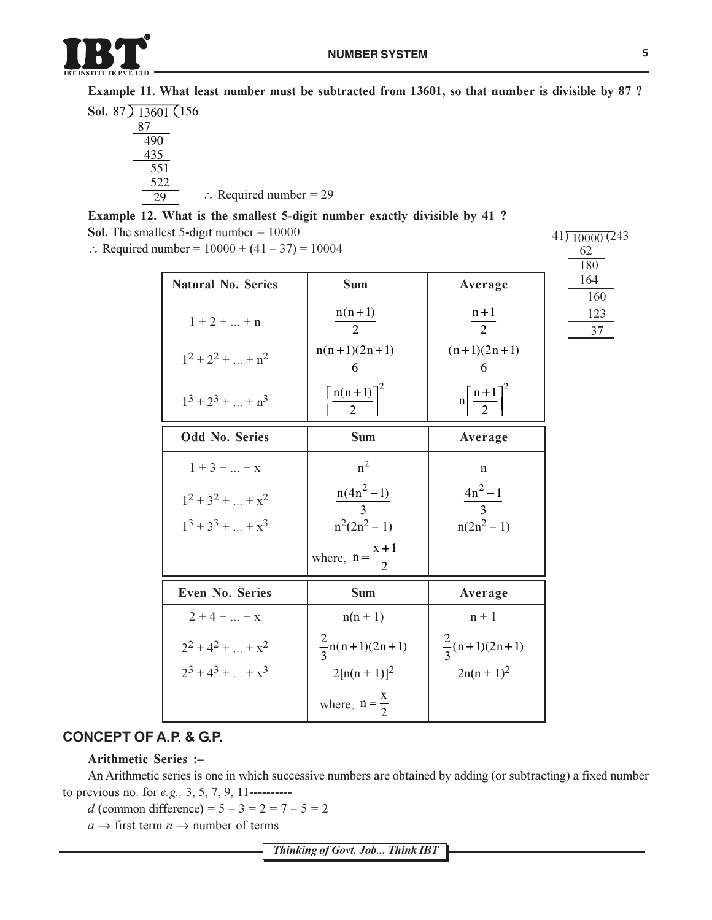**Example 11. What least number must be subtracted from 13601, so that number is divisible by 87 ?**

**Sol.**

```
87) 13601 (156
    87
    ----
     490
     435
     ----
      551
      522
      ----
       29
```

$\therefore$ Required number = 29

**Example 12. What is the smallest 5-digit number exactly divisible by 41 ?**

**Sol.** The smallest 5-digit number = 10000

$\therefore$ Required number = 10000 + (41 – 37) = 10004

```
41) 10000 (243
    82
    ----
     180
     164
     ----
      160
      123
      ----
       37
```

| Natural No. Series | Sum | Average |
|---|---|---|
| $1 + 2 + ... + n$ | $\frac{n(n+1)}{2}$ | $\frac{n+1}{2}$ |
| $1^2 + 2^2 + ... + n^2$ | $\frac{n(n+1)(2n+1)}{6}$ | $\frac{(n+1)(2n+1)}{6}$ |
| $1^3 + 2^3 + ... + n^3$ | $\left[\frac{n(n+1)}{2}\right]^2$ | $n\left[\frac{n+1}{2}\right]^2$ |

| Odd No. Series | Sum | Average |
|---|---|---|
| $1 + 3 + ... + x$ | $n^2$ | $n$ |
| $1^2 + 3^2 + ... + x^2$ | $\frac{n(4n^2-1)}{3}$ | $\frac{4n^2-1}{3}$ |
| $1^3 + 3^3 + ... + x^3$ | $n^2(2n^2 - 1)$ | $n(2n^2 - 1)$ |
| | where, $n = \frac{x+1}{2}$ | |

| Even No. Series | Sum | Average |
|---|---|---|
| $2 + 4 + ... + x$ | $n(n + 1)$ | $n + 1$ |
| $2^2 + 4^2 + ... + x^2$ | $\frac{2}{3}n(n+1)(2n+1)$ | $\frac{2}{3}(n+1)(2n+1)$ |
| $2^3 + 4^3 + ... + x^3$ | $2[n(n + 1)]^2$ | $2n(n + 1)^2$ |
| | where, $n = \frac{x}{2}$ | |

## CONCEPT OF A.P. & G.P.

**Arithmetic Series :–**

An Arithmetic series is one in which successive numbers are obtained by adding (or subtracting) a fixed number to previous no. for *e.g.,* 3, 5, 7, 9, 11----------

$d$ (common difference) = 5 – 3 = 2 = 7 – 5 = 2

$a \rightarrow$ first term $n \rightarrow$ number of terms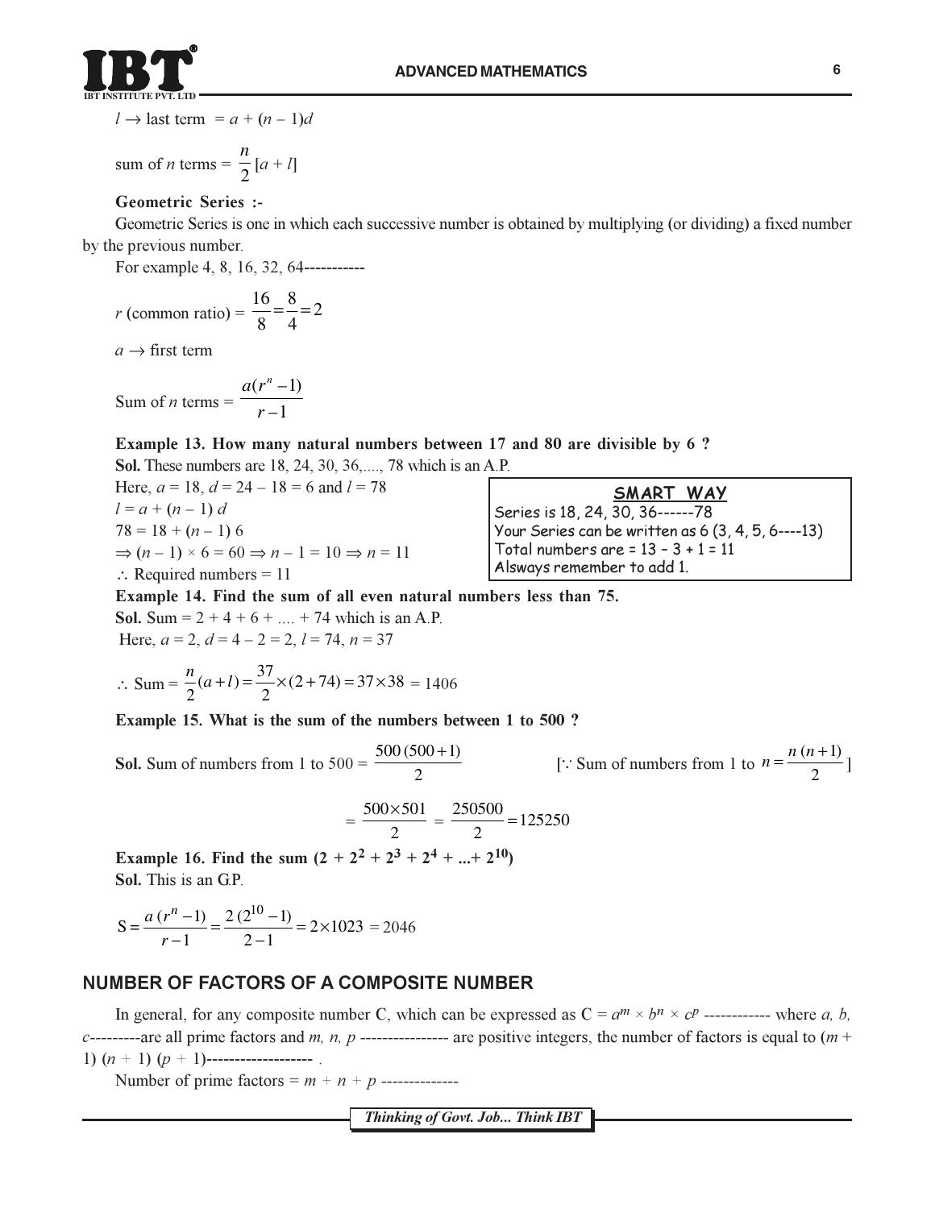$l \rightarrow$ last term $= a + (n - 1)d$

sum of $n$ terms $= \dfrac{n}{2}[a + l]$

**Geometric Series :-**

Geometric Series is one in which each successive number is obtained by multiplying (or dividing) a fixed number by the previous number.

For example 4, 8, 16, 32, 64-----------

$r$ (common ratio) $= \dfrac{16}{8} = \dfrac{8}{4} = 2$

$a \rightarrow$ first term

Sum of $n$ terms $= \dfrac{a(r^n - 1)}{r - 1}$

**Example 13. How many natural numbers between 17 and 80 are divisible by 6 ?**

**Sol.** These numbers are 18, 24, 30, 36,...., 78 which is an A.P.

Here, $a = 18$, $d = 24 - 18 = 6$ and $l = 78$

$l = a + (n - 1)\, d$

$78 = 18 + (n - 1)\, 6$

$\Rightarrow (n - 1) \times 6 = 60 \Rightarrow n - 1 = 10 \Rightarrow n = 11$

$\therefore$ Required numbers = 11

> **SMART WAY**
>
> Series is 18, 24, 30, 36------78
>
> Your Series can be written as 6 (3, 4, 5, 6----13)
>
> Total numbers are = 13 – 3 + 1 = 11
>
> Alsways remember to add 1.

**Example 14. Find the sum of all even natural numbers less than 75.**

**Sol.** Sum = 2 + 4 + 6 + .... + 74 which is an A.P.

Here, $a = 2$, $d = 4 - 2 = 2$, $l = 74$, $n = 37$

$\therefore$ Sum $= \dfrac{n}{2}(a + l) = \dfrac{37}{2} \times (2 + 74) = 37 \times 38 = 1406$

**Example 15. What is the sum of the numbers between 1 to 500 ?**

**Sol.** Sum of numbers from 1 to 500 $= \dfrac{500\,(500 + 1)}{2}$ [$\because$ Sum of numbers from 1 to $n = \dfrac{n\,(n+1)}{2}$]

$$= \frac{500 \times 501}{2} = \frac{250500}{2} = 125250$$

**Example 16. Find the sum $(2 + 2^2 + 2^3 + 2^4 + ... + 2^{10})$**

**Sol.** This is an G.P.

$$S = \frac{a\,(r^n - 1)}{r - 1} = \frac{2\,(2^{10} - 1)}{2 - 1} = 2 \times 1023 = 2046$$

## NUMBER OF FACTORS OF A COMPOSITE NUMBER

In general, for any composite number C, which can be expressed as $C = a^m \times b^n \times c^p$ ------------ where $a, b, c$---------are all prime factors and $m, n, p$ ---------------- are positive integers, the number of factors is equal to $(m + 1)(n + 1)(p + 1)$------------------- .

Number of prime factors $= m + n + p$ --------------